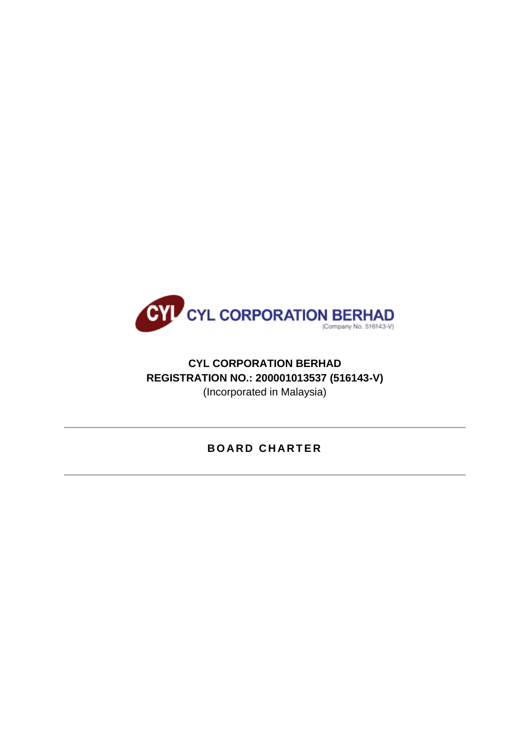CYL CORPORATION BERHAD
(Company No. 516143-V)

**CYL CORPORATION BERHAD**
**REGISTRATION NO.: 200001013537 (516143-V)**
(Incorporated in Malaysia)

---

# BOARD CHARTER

---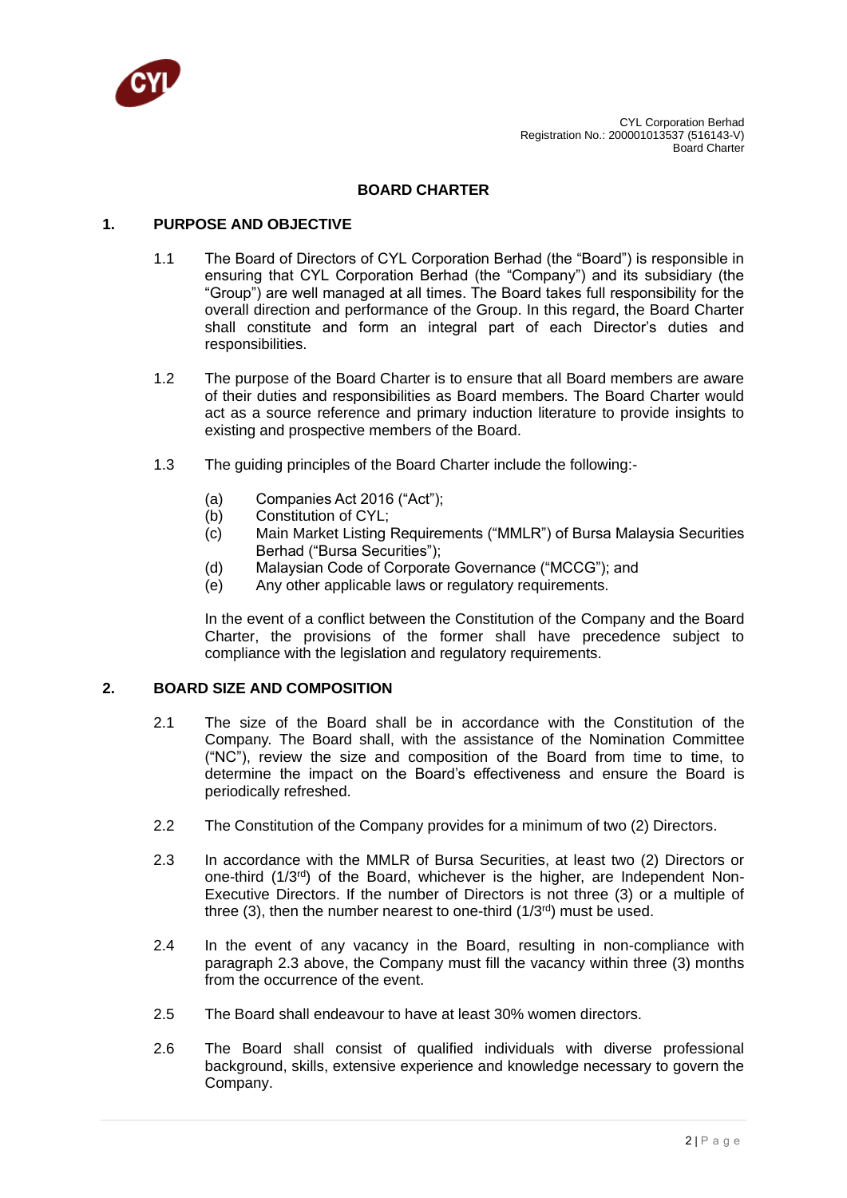# BOARD CHARTER

## 1. PURPOSE AND OBJECTIVE

1.1 The Board of Directors of CYL Corporation Berhad (the "Board") is responsible in ensuring that CYL Corporation Berhad (the "Company") and its subsidiary (the "Group") are well managed at all times. The Board takes full responsibility for the overall direction and performance of the Group. In this regard, the Board Charter shall constitute and form an integral part of each Director's duties and responsibilities.

1.2 The purpose of the Board Charter is to ensure that all Board members are aware of their duties and responsibilities as Board members. The Board Charter would act as a source reference and primary induction literature to provide insights to existing and prospective members of the Board.

1.3 The guiding principles of the Board Charter include the following:-

(a) Companies Act 2016 ("Act");
(b) Constitution of CYL;
(c) Main Market Listing Requirements ("MMLR") of Bursa Malaysia Securities Berhad ("Bursa Securities");
(d) Malaysian Code of Corporate Governance ("MCCG"); and
(e) Any other applicable laws or regulatory requirements.

In the event of a conflict between the Constitution of the Company and the Board Charter, the provisions of the former shall have precedence subject to compliance with the legislation and regulatory requirements.

## 2. BOARD SIZE AND COMPOSITION

2.1 The size of the Board shall be in accordance with the Constitution of the Company. The Board shall, with the assistance of the Nomination Committee ("NC"), review the size and composition of the Board from time to time, to determine the impact on the Board's effectiveness and ensure the Board is periodically refreshed.

2.2 The Constitution of the Company provides for a minimum of two (2) Directors.

2.3 In accordance with the MMLR of Bursa Securities, at least two (2) Directors or one-third (1/3rd) of the Board, whichever is the higher, are Independent Non-Executive Directors. If the number of Directors is not three (3) or a multiple of three (3), then the number nearest to one-third (1/3rd) must be used.

2.4 In the event of any vacancy in the Board, resulting in non-compliance with paragraph 2.3 above, the Company must fill the vacancy within three (3) months from the occurrence of the event.

2.5 The Board shall endeavour to have at least 30% women directors.

2.6 The Board shall consist of qualified individuals with diverse professional background, skills, extensive experience and knowledge necessary to govern the Company.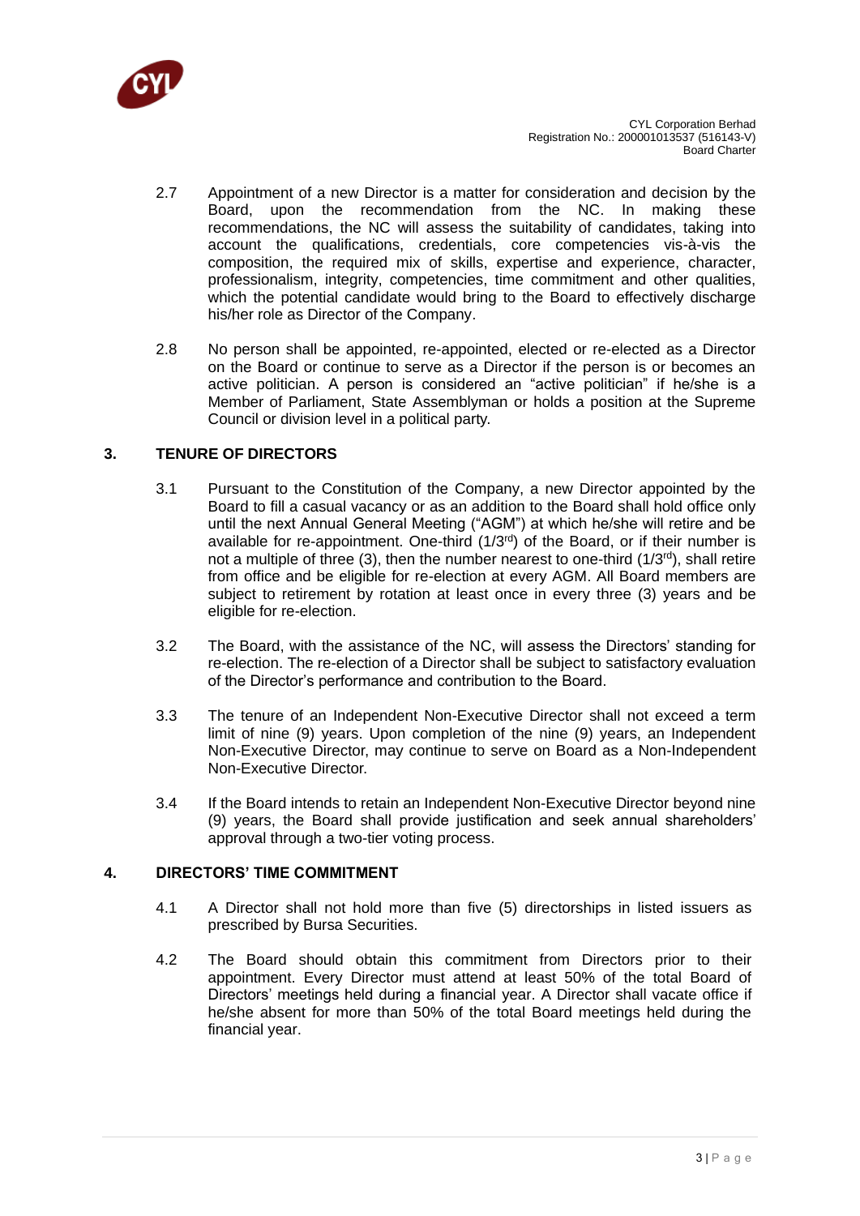2.7 Appointment of a new Director is a matter for consideration and decision by the Board, upon the recommendation from the NC. In making these recommendations, the NC will assess the suitability of candidates, taking into account the qualifications, credentials, core competencies vis-à-vis the composition, the required mix of skills, expertise and experience, character, professionalism, integrity, competencies, time commitment and other qualities, which the potential candidate would bring to the Board to effectively discharge his/her role as Director of the Company.

2.8 No person shall be appointed, re-appointed, elected or re-elected as a Director on the Board or continue to serve as a Director if the person is or becomes an active politician. A person is considered an "active politician" if he/she is a Member of Parliament, State Assemblyman or holds a position at the Supreme Council or division level in a political party.

## 3. TENURE OF DIRECTORS

3.1 Pursuant to the Constitution of the Company, a new Director appointed by the Board to fill a casual vacancy or as an addition to the Board shall hold office only until the next Annual General Meeting ("AGM") at which he/she will retire and be available for re-appointment. One-third (1/3rd) of the Board, or if their number is not a multiple of three (3), then the number nearest to one-third (1/3rd), shall retire from office and be eligible for re-election at every AGM. All Board members are subject to retirement by rotation at least once in every three (3) years and be eligible for re-election.

3.2 The Board, with the assistance of the NC, will assess the Directors' standing for re-election. The re-election of a Director shall be subject to satisfactory evaluation of the Director's performance and contribution to the Board.

3.3 The tenure of an Independent Non-Executive Director shall not exceed a term limit of nine (9) years. Upon completion of the nine (9) years, an Independent Non-Executive Director, may continue to serve on Board as a Non-Independent Non-Executive Director.

3.4 If the Board intends to retain an Independent Non-Executive Director beyond nine (9) years, the Board shall provide justification and seek annual shareholders' approval through a two-tier voting process.

## 4. DIRECTORS' TIME COMMITMENT

4.1 A Director shall not hold more than five (5) directorships in listed issuers as prescribed by Bursa Securities.

4.2 The Board should obtain this commitment from Directors prior to their appointment. Every Director must attend at least 50% of the total Board of Directors' meetings held during a financial year. A Director shall vacate office if he/she absent for more than 50% of the total Board meetings held during the financial year.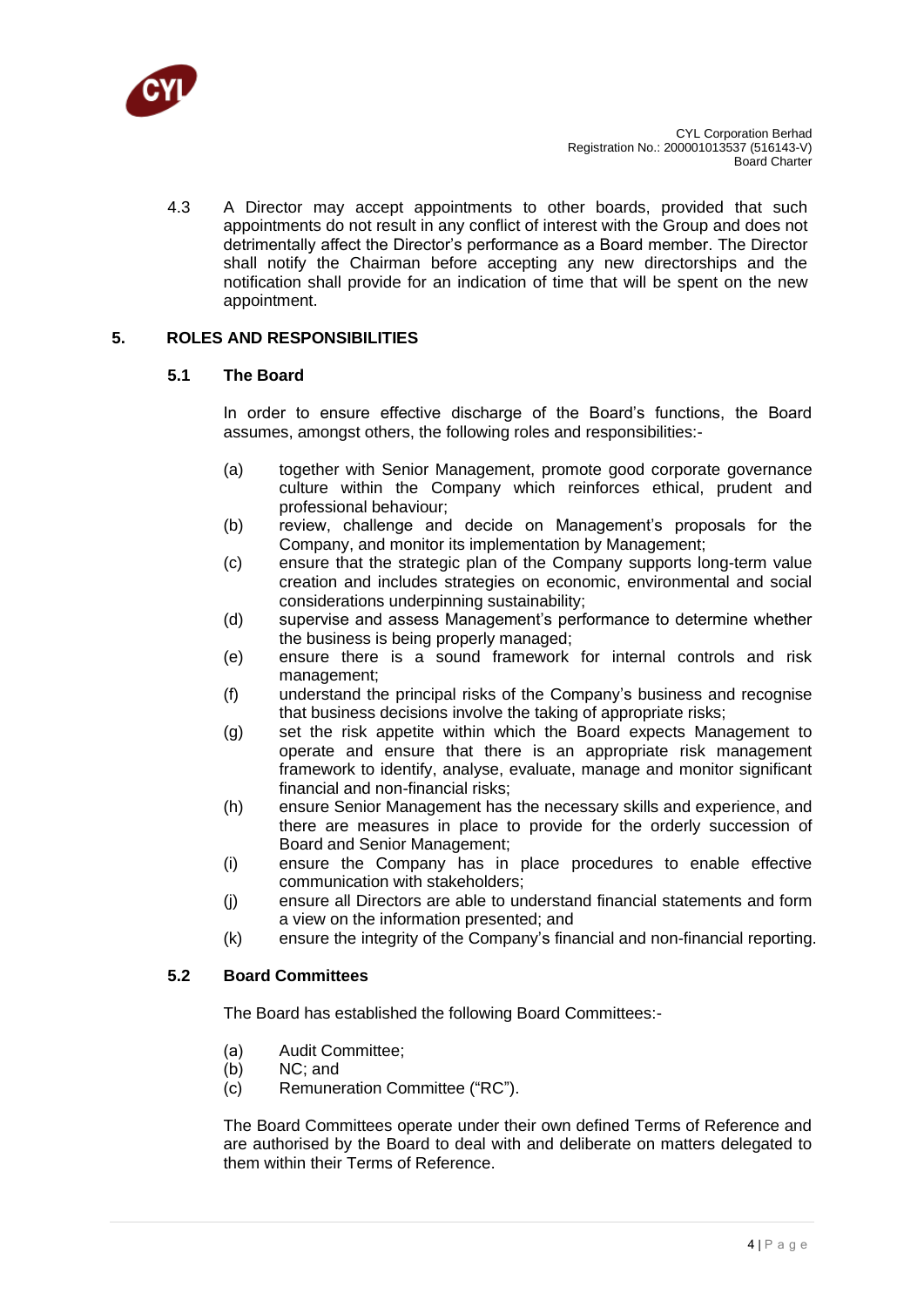4.3 A Director may accept appointments to other boards, provided that such appointments do not result in any conflict of interest with the Group and does not detrimentally affect the Director's performance as a Board member. The Director shall notify the Chairman before accepting any new directorships and the notification shall provide for an indication of time that will be spent on the new appointment.

## 5. ROLES AND RESPONSIBILITIES

### 5.1 The Board

In order to ensure effective discharge of the Board's functions, the Board assumes, amongst others, the following roles and responsibilities:-

(a) together with Senior Management, promote good corporate governance culture within the Company which reinforces ethical, prudent and professional behaviour;
(b) review, challenge and decide on Management's proposals for the Company, and monitor its implementation by Management;
(c) ensure that the strategic plan of the Company supports long-term value creation and includes strategies on economic, environmental and social considerations underpinning sustainability;
(d) supervise and assess Management's performance to determine whether the business is being properly managed;
(e) ensure there is a sound framework for internal controls and risk management;
(f) understand the principal risks of the Company's business and recognise that business decisions involve the taking of appropriate risks;
(g) set the risk appetite within which the Board expects Management to operate and ensure that there is an appropriate risk management framework to identify, analyse, evaluate, manage and monitor significant financial and non-financial risks;
(h) ensure Senior Management has the necessary skills and experience, and there are measures in place to provide for the orderly succession of Board and Senior Management;
(i) ensure the Company has in place procedures to enable effective communication with stakeholders;
(j) ensure all Directors are able to understand financial statements and form a view on the information presented; and
(k) ensure the integrity of the Company's financial and non-financial reporting.

### 5.2 Board Committees

The Board has established the following Board Committees:-

(a) Audit Committee;
(b) NC; and
(c) Remuneration Committee ("RC").

The Board Committees operate under their own defined Terms of Reference and are authorised by the Board to deal with and deliberate on matters delegated to them within their Terms of Reference.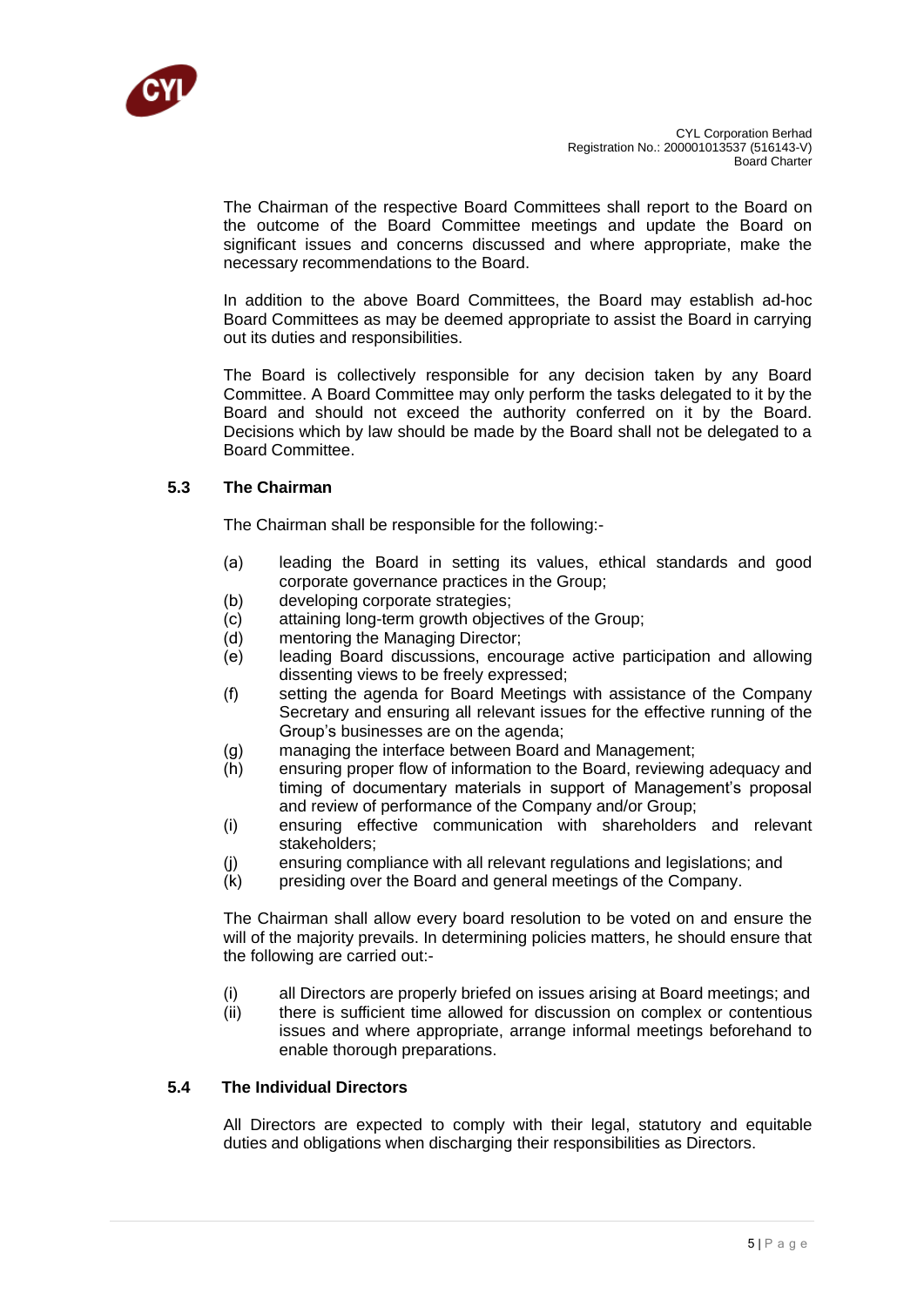The Chairman of the respective Board Committees shall report to the Board on the outcome of the Board Committee meetings and update the Board on significant issues and concerns discussed and where appropriate, make the necessary recommendations to the Board.

In addition to the above Board Committees, the Board may establish ad-hoc Board Committees as may be deemed appropriate to assist the Board in carrying out its duties and responsibilities.

The Board is collectively responsible for any decision taken by any Board Committee. A Board Committee may only perform the tasks delegated to it by the Board and should not exceed the authority conferred on it by the Board. Decisions which by law should be made by the Board shall not be delegated to a Board Committee.

### 5.3 The Chairman

The Chairman shall be responsible for the following:-

(a) leading the Board in setting its values, ethical standards and good corporate governance practices in the Group;
(b) developing corporate strategies;
(c) attaining long-term growth objectives of the Group;
(d) mentoring the Managing Director;
(e) leading Board discussions, encourage active participation and allowing dissenting views to be freely expressed;
(f) setting the agenda for Board Meetings with assistance of the Company Secretary and ensuring all relevant issues for the effective running of the Group's businesses are on the agenda;
(g) managing the interface between Board and Management;
(h) ensuring proper flow of information to the Board, reviewing adequacy and timing of documentary materials in support of Management's proposal and review of performance of the Company and/or Group;
(i) ensuring effective communication with shareholders and relevant stakeholders;
(j) ensuring compliance with all relevant regulations and legislations; and
(k) presiding over the Board and general meetings of the Company.

The Chairman shall allow every board resolution to be voted on and ensure the will of the majority prevails. In determining policies matters, he should ensure that the following are carried out:-

(i) all Directors are properly briefed on issues arising at Board meetings; and
(ii) there is sufficient time allowed for discussion on complex or contentious issues and where appropriate, arrange informal meetings beforehand to enable thorough preparations.

### 5.4 The Individual Directors

All Directors are expected to comply with their legal, statutory and equitable duties and obligations when discharging their responsibilities as Directors.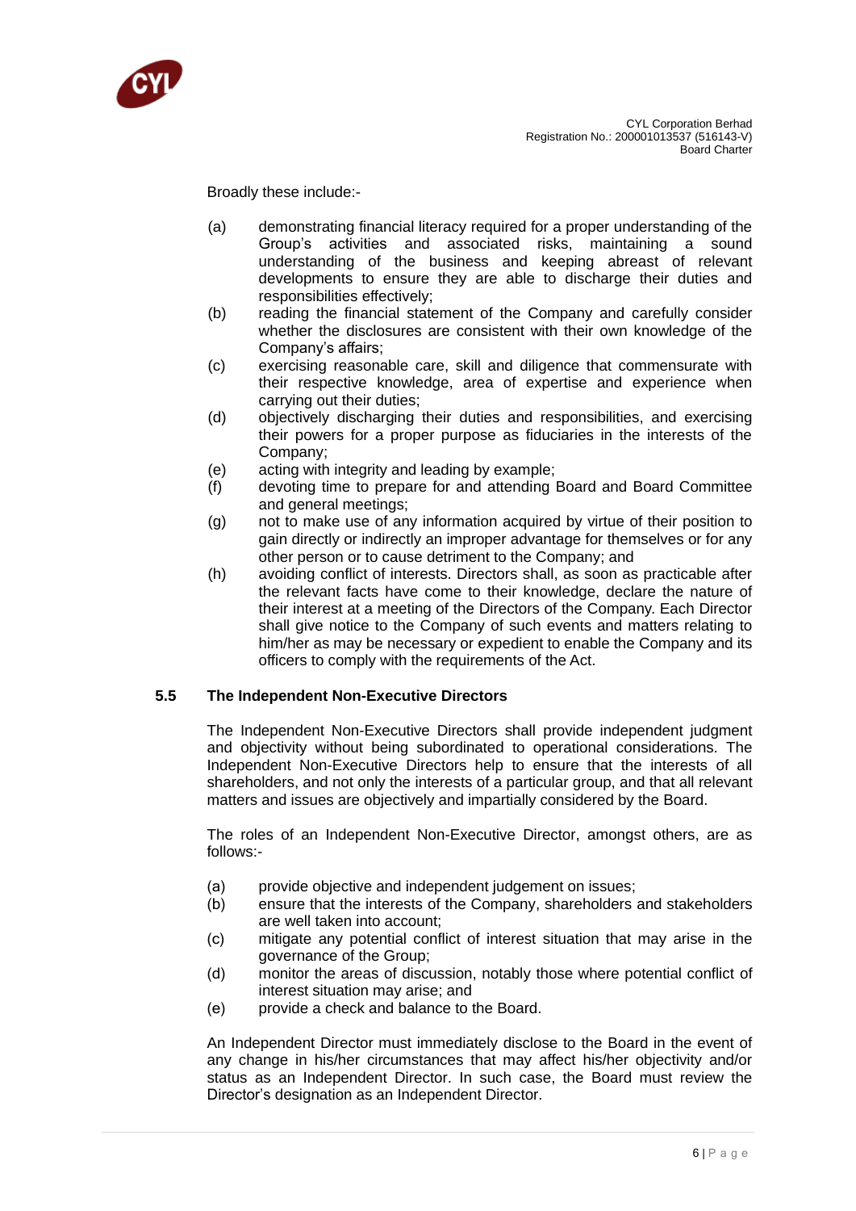Broadly these include:-

(a) demonstrating financial literacy required for a proper understanding of the Group's activities and associated risks, maintaining a sound understanding of the business and keeping abreast of relevant developments to ensure they are able to discharge their duties and responsibilities effectively;
(b) reading the financial statement of the Company and carefully consider whether the disclosures are consistent with their own knowledge of the Company's affairs;
(c) exercising reasonable care, skill and diligence that commensurate with their respective knowledge, area of expertise and experience when carrying out their duties;
(d) objectively discharging their duties and responsibilities, and exercising their powers for a proper purpose as fiduciaries in the interests of the Company;
(e) acting with integrity and leading by example;
(f) devoting time to prepare for and attending Board and Board Committee and general meetings;
(g) not to make use of any information acquired by virtue of their position to gain directly or indirectly an improper advantage for themselves or for any other person or to cause detriment to the Company; and
(h) avoiding conflict of interests. Directors shall, as soon as practicable after the relevant facts have come to their knowledge, declare the nature of their interest at a meeting of the Directors of the Company. Each Director shall give notice to the Company of such events and matters relating to him/her as may be necessary or expedient to enable the Company and its officers to comply with the requirements of the Act.

## 5.5 The Independent Non-Executive Directors

The Independent Non-Executive Directors shall provide independent judgment and objectivity without being subordinated to operational considerations. The Independent Non-Executive Directors help to ensure that the interests of all shareholders, and not only the interests of a particular group, and that all relevant matters and issues are objectively and impartially considered by the Board.

The roles of an Independent Non-Executive Director, amongst others, are as follows:-

(a) provide objective and independent judgement on issues;
(b) ensure that the interests of the Company, shareholders and stakeholders are well taken into account;
(c) mitigate any potential conflict of interest situation that may arise in the governance of the Group;
(d) monitor the areas of discussion, notably those where potential conflict of interest situation may arise; and
(e) provide a check and balance to the Board.

An Independent Director must immediately disclose to the Board in the event of any change in his/her circumstances that may affect his/her objectivity and/or status as an Independent Director. In such case, the Board must review the Director's designation as an Independent Director.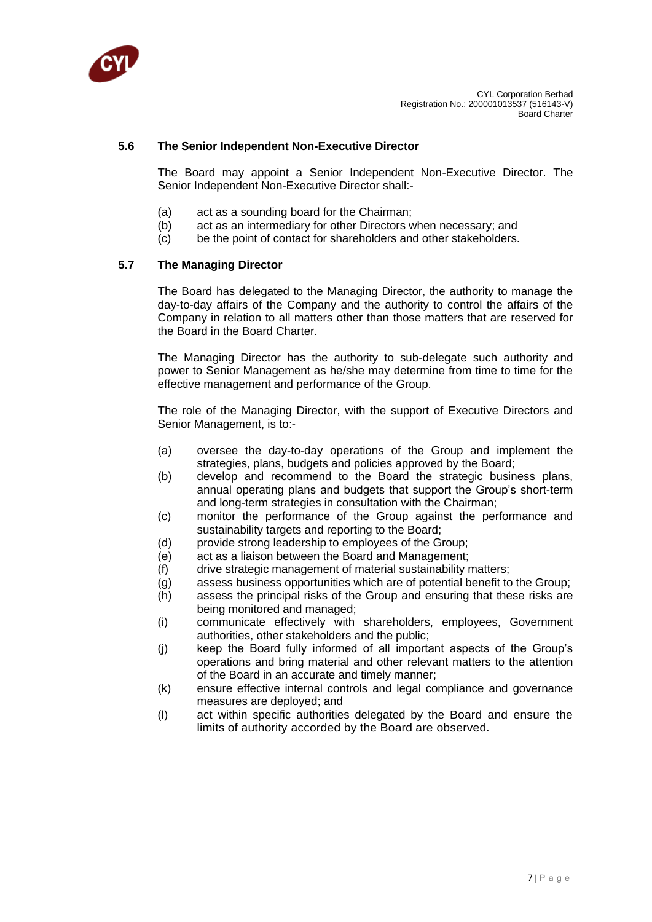### 5.6 The Senior Independent Non-Executive Director

The Board may appoint a Senior Independent Non-Executive Director. The Senior Independent Non-Executive Director shall:-

(a) act as a sounding board for the Chairman;
(b) act as an intermediary for other Directors when necessary; and
(c) be the point of contact for shareholders and other stakeholders.

### 5.7 The Managing Director

The Board has delegated to the Managing Director, the authority to manage the day-to-day affairs of the Company and the authority to control the affairs of the Company in relation to all matters other than those matters that are reserved for the Board in the Board Charter.

The Managing Director has the authority to sub-delegate such authority and power to Senior Management as he/she may determine from time to time for the effective management and performance of the Group.

The role of the Managing Director, with the support of Executive Directors and Senior Management, is to:-

(a) oversee the day-to-day operations of the Group and implement the strategies, plans, budgets and policies approved by the Board;
(b) develop and recommend to the Board the strategic business plans, annual operating plans and budgets that support the Group's short-term and long-term strategies in consultation with the Chairman;
(c) monitor the performance of the Group against the performance and sustainability targets and reporting to the Board;
(d) provide strong leadership to employees of the Group;
(e) act as a liaison between the Board and Management;
(f) drive strategic management of material sustainability matters;
(g) assess business opportunities which are of potential benefit to the Group;
(h) assess the principal risks of the Group and ensuring that these risks are being monitored and managed;
(i) communicate effectively with shareholders, employees, Government authorities, other stakeholders and the public;
(j) keep the Board fully informed of all important aspects of the Group's operations and bring material and other relevant matters to the attention of the Board in an accurate and timely manner;
(k) ensure effective internal controls and legal compliance and governance measures are deployed; and
(l) act within specific authorities delegated by the Board and ensure the limits of authority accorded by the Board are observed.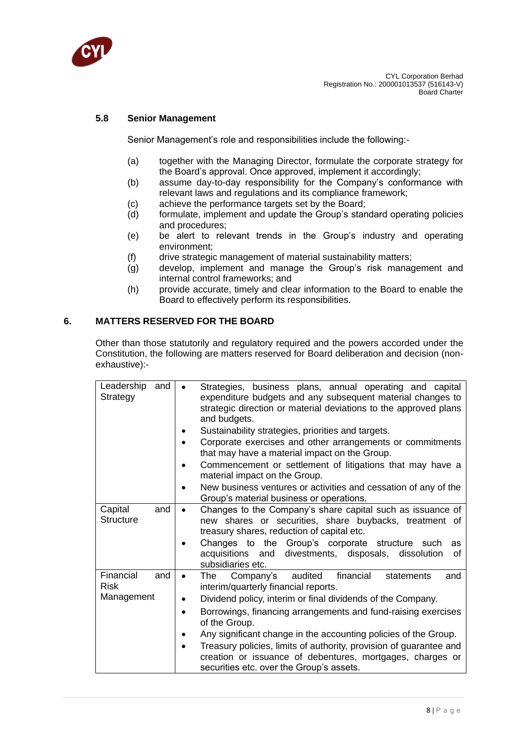### 5.8 Senior Management

Senior Management's role and responsibilities include the following:-

(a) together with the Managing Director, formulate the corporate strategy for the Board's approval. Once approved, implement it accordingly;
(b) assume day-to-day responsibility for the Company's conformance with relevant laws and regulations and its compliance framework;
(c) achieve the performance targets set by the Board;
(d) formulate, implement and update the Group's standard operating policies and procedures;
(e) be alert to relevant trends in the Group's industry and operating environment;
(f) drive strategic management of material sustainability matters;
(g) develop, implement and manage the Group's risk management and internal control frameworks; and
(h) provide accurate, timely and clear information to the Board to enable the Board to effectively perform its responsibilities.

## 6. MATTERS RESERVED FOR THE BOARD

Other than those statutorily and regulatory required and the powers accorded under the Constitution, the following are matters reserved for Board deliberation and decision (non-exhaustive):-

| | |
|---|---|
| Leadership and Strategy | • Strategies, business plans, annual operating and capital expenditure budgets and any subsequent material changes to strategic direction or material deviations to the approved plans and budgets.<br>• Sustainability strategies, priorities and targets.<br>• Corporate exercises and other arrangements or commitments that may have a material impact on the Group.<br>• Commencement or settlement of litigations that may have a material impact on the Group.<br>• New business ventures or activities and cessation of any of the Group's material business or operations. |
| Capital and Structure | • Changes to the Company's share capital such as issuance of new shares or securities, share buybacks, treatment of treasury shares, reduction of capital etc.<br>• Changes to the Group's corporate structure such as acquisitions and divestments, disposals, dissolution of subsidiaries etc. |
| Financial and Risk Management | • The Company's audited financial statements and interim/quarterly financial reports.<br>• Dividend policy, interim or final dividends of the Company.<br>• Borrowings, financing arrangements and fund-raising exercises of the Group.<br>• Any significant change in the accounting policies of the Group.<br>• Treasury policies, limits of authority, provision of guarantee and creation or issuance of debentures, mortgages, charges or securities etc. over the Group's assets. |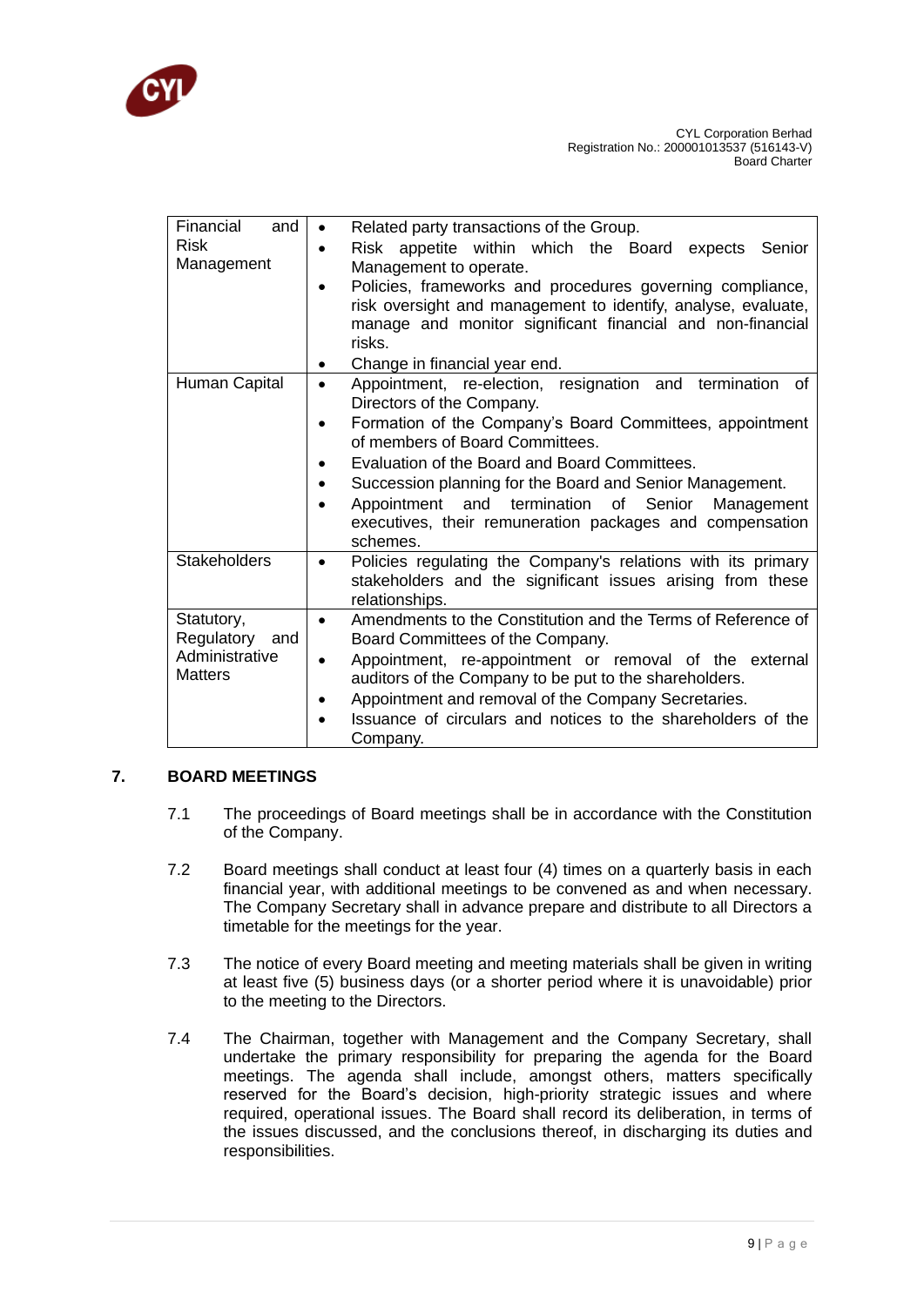| | |
|---|---|
| Financial and Risk Management | • Related party transactions of the Group.<br>• Risk appetite within which the Board expects Senior Management to operate.<br>• Policies, frameworks and procedures governing compliance, risk oversight and management to identify, analyse, evaluate, manage and monitor significant financial and non-financial risks.<br>• Change in financial year end. |
| Human Capital | • Appointment, re-election, resignation and termination of Directors of the Company.<br>• Formation of the Company's Board Committees, appointment of members of Board Committees.<br>• Evaluation of the Board and Board Committees.<br>• Succession planning for the Board and Senior Management.<br>• Appointment and termination of Senior Management executives, their remuneration packages and compensation schemes. |
| Stakeholders | • Policies regulating the Company's relations with its primary stakeholders and the significant issues arising from these relationships. |
| Statutory, Regulatory and Administrative Matters | • Amendments to the Constitution and the Terms of Reference of Board Committees of the Company.<br>• Appointment, re-appointment or removal of the external auditors of the Company to be put to the shareholders.<br>• Appointment and removal of the Company Secretaries.<br>• Issuance of circulars and notices to the shareholders of the Company. |

## 7. BOARD MEETINGS

7.1 The proceedings of Board meetings shall be in accordance with the Constitution of the Company.

7.2 Board meetings shall conduct at least four (4) times on a quarterly basis in each financial year, with additional meetings to be convened as and when necessary. The Company Secretary shall in advance prepare and distribute to all Directors a timetable for the meetings for the year.

7.3 The notice of every Board meeting and meeting materials shall be given in writing at least five (5) business days (or a shorter period where it is unavoidable) prior to the meeting to the Directors.

7.4 The Chairman, together with Management and the Company Secretary, shall undertake the primary responsibility for preparing the agenda for the Board meetings. The agenda shall include, amongst others, matters specifically reserved for the Board's decision, high-priority strategic issues and where required, operational issues. The Board shall record its deliberation, in terms of the issues discussed, and the conclusions thereof, in discharging its duties and responsibilities.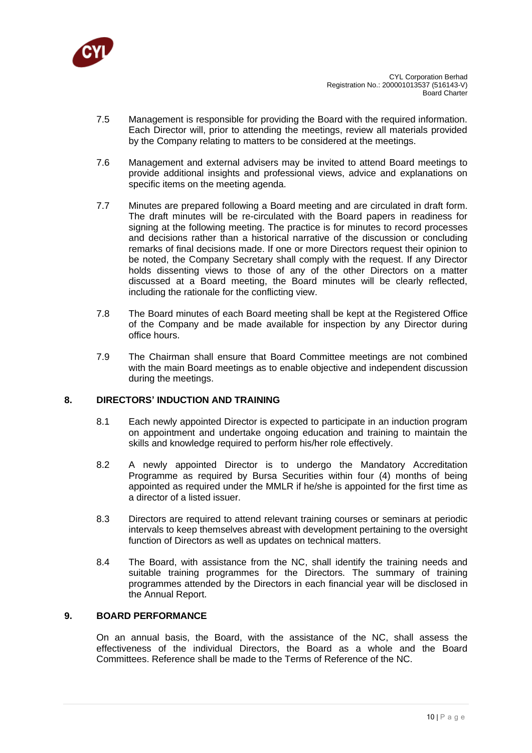7.5 Management is responsible for providing the Board with the required information. Each Director will, prior to attending the meetings, review all materials provided by the Company relating to matters to be considered at the meetings.

7.6 Management and external advisers may be invited to attend Board meetings to provide additional insights and professional views, advice and explanations on specific items on the meeting agenda.

7.7 Minutes are prepared following a Board meeting and are circulated in draft form. The draft minutes will be re-circulated with the Board papers in readiness for signing at the following meeting. The practice is for minutes to record processes and decisions rather than a historical narrative of the discussion or concluding remarks of final decisions made. If one or more Directors request their opinion to be noted, the Company Secretary shall comply with the request. If any Director holds dissenting views to those of any of the other Directors on a matter discussed at a Board meeting, the Board minutes will be clearly reflected, including the rationale for the conflicting view.

7.8 The Board minutes of each Board meeting shall be kept at the Registered Office of the Company and be made available for inspection by any Director during office hours.

7.9 The Chairman shall ensure that Board Committee meetings are not combined with the main Board meetings as to enable objective and independent discussion during the meetings.

## 8. DIRECTORS' INDUCTION AND TRAINING

8.1 Each newly appointed Director is expected to participate in an induction program on appointment and undertake ongoing education and training to maintain the skills and knowledge required to perform his/her role effectively.

8.2 A newly appointed Director is to undergo the Mandatory Accreditation Programme as required by Bursa Securities within four (4) months of being appointed as required under the MMLR if he/she is appointed for the first time as a director of a listed issuer.

8.3 Directors are required to attend relevant training courses or seminars at periodic intervals to keep themselves abreast with development pertaining to the oversight function of Directors as well as updates on technical matters.

8.4 The Board, with assistance from the NC, shall identify the training needs and suitable training programmes for the Directors. The summary of training programmes attended by the Directors in each financial year will be disclosed in the Annual Report.

## 9. BOARD PERFORMANCE

On an annual basis, the Board, with the assistance of the NC, shall assess the effectiveness of the individual Directors, the Board as a whole and the Board Committees. Reference shall be made to the Terms of Reference of the NC.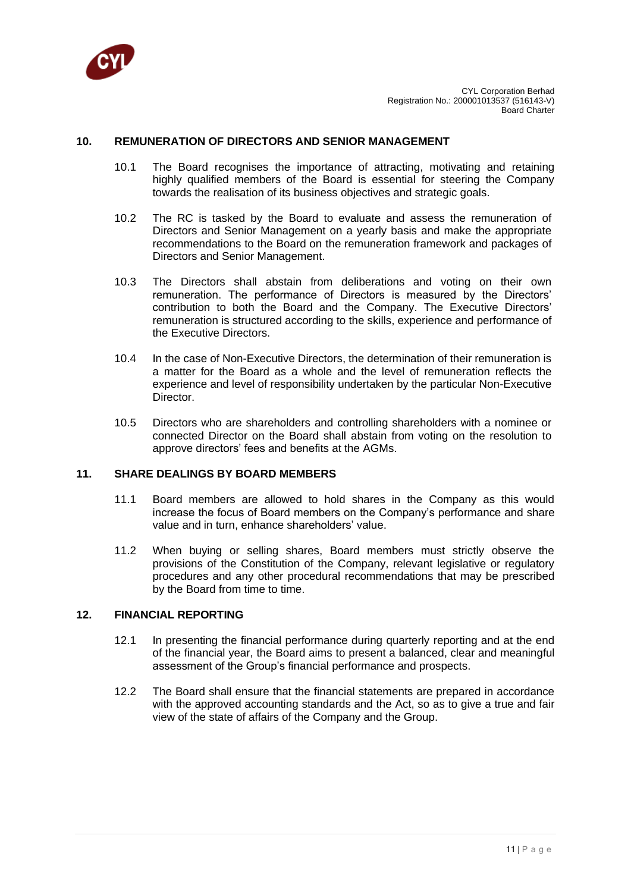## 10. REMUNERATION OF DIRECTORS AND SENIOR MANAGEMENT

10.1 The Board recognises the importance of attracting, motivating and retaining highly qualified members of the Board is essential for steering the Company towards the realisation of its business objectives and strategic goals.

10.2 The RC is tasked by the Board to evaluate and assess the remuneration of Directors and Senior Management on a yearly basis and make the appropriate recommendations to the Board on the remuneration framework and packages of Directors and Senior Management.

10.3 The Directors shall abstain from deliberations and voting on their own remuneration. The performance of Directors is measured by the Directors' contribution to both the Board and the Company. The Executive Directors' remuneration is structured according to the skills, experience and performance of the Executive Directors.

10.4 In the case of Non-Executive Directors, the determination of their remuneration is a matter for the Board as a whole and the level of remuneration reflects the experience and level of responsibility undertaken by the particular Non-Executive Director.

10.5 Directors who are shareholders and controlling shareholders with a nominee or connected Director on the Board shall abstain from voting on the resolution to approve directors' fees and benefits at the AGMs.

## 11. SHARE DEALINGS BY BOARD MEMBERS

11.1 Board members are allowed to hold shares in the Company as this would increase the focus of Board members on the Company's performance and share value and in turn, enhance shareholders' value.

11.2 When buying or selling shares, Board members must strictly observe the provisions of the Constitution of the Company, relevant legislative or regulatory procedures and any other procedural recommendations that may be prescribed by the Board from time to time.

## 12. FINANCIAL REPORTING

12.1 In presenting the financial performance during quarterly reporting and at the end of the financial year, the Board aims to present a balanced, clear and meaningful assessment of the Group's financial performance and prospects.

12.2 The Board shall ensure that the financial statements are prepared in accordance with the approved accounting standards and the Act, so as to give a true and fair view of the state of affairs of the Company and the Group.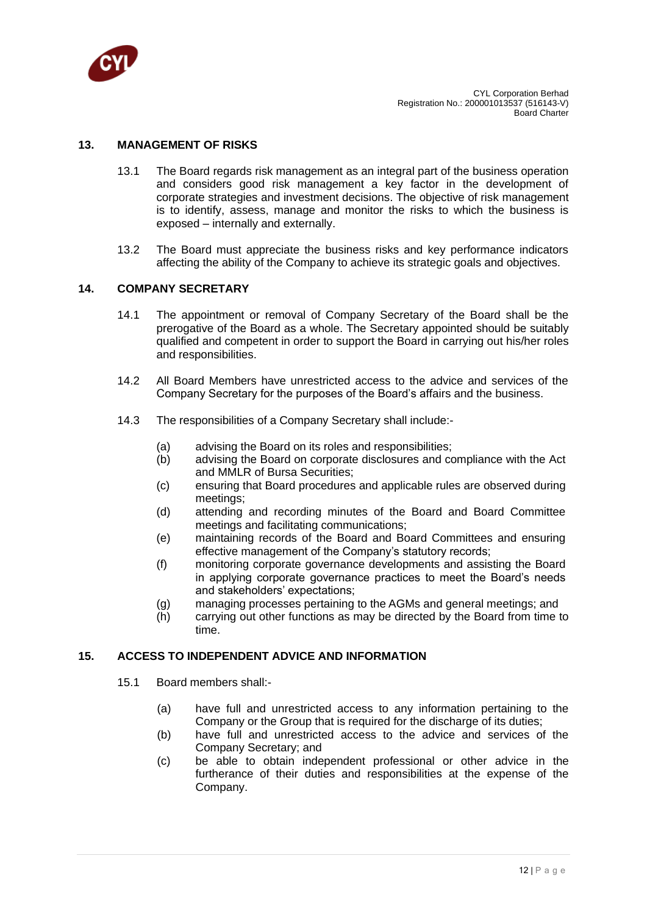## 13. MANAGEMENT OF RISKS

13.1 The Board regards risk management as an integral part of the business operation and considers good risk management a key factor in the development of corporate strategies and investment decisions. The objective of risk management is to identify, assess, manage and monitor the risks to which the business is exposed – internally and externally.

13.2 The Board must appreciate the business risks and key performance indicators affecting the ability of the Company to achieve its strategic goals and objectives.

## 14. COMPANY SECRETARY

14.1 The appointment or removal of Company Secretary of the Board shall be the prerogative of the Board as a whole. The Secretary appointed should be suitably qualified and competent in order to support the Board in carrying out his/her roles and responsibilities.

14.2 All Board Members have unrestricted access to the advice and services of the Company Secretary for the purposes of the Board's affairs and the business.

14.3 The responsibilities of a Company Secretary shall include:-

(a) advising the Board on its roles and responsibilities;
(b) advising the Board on corporate disclosures and compliance with the Act and MMLR of Bursa Securities;
(c) ensuring that Board procedures and applicable rules are observed during meetings;
(d) attending and recording minutes of the Board and Board Committee meetings and facilitating communications;
(e) maintaining records of the Board and Board Committees and ensuring effective management of the Company's statutory records;
(f) monitoring corporate governance developments and assisting the Board in applying corporate governance practices to meet the Board's needs and stakeholders' expectations;
(g) managing processes pertaining to the AGMs and general meetings; and
(h) carrying out other functions as may be directed by the Board from time to time.

## 15. ACCESS TO INDEPENDENT ADVICE AND INFORMATION

15.1 Board members shall:-

(a) have full and unrestricted access to any information pertaining to the Company or the Group that is required for the discharge of its duties;
(b) have full and unrestricted access to the advice and services of the Company Secretary; and
(c) be able to obtain independent professional or other advice in the furtherance of their duties and responsibilities at the expense of the Company.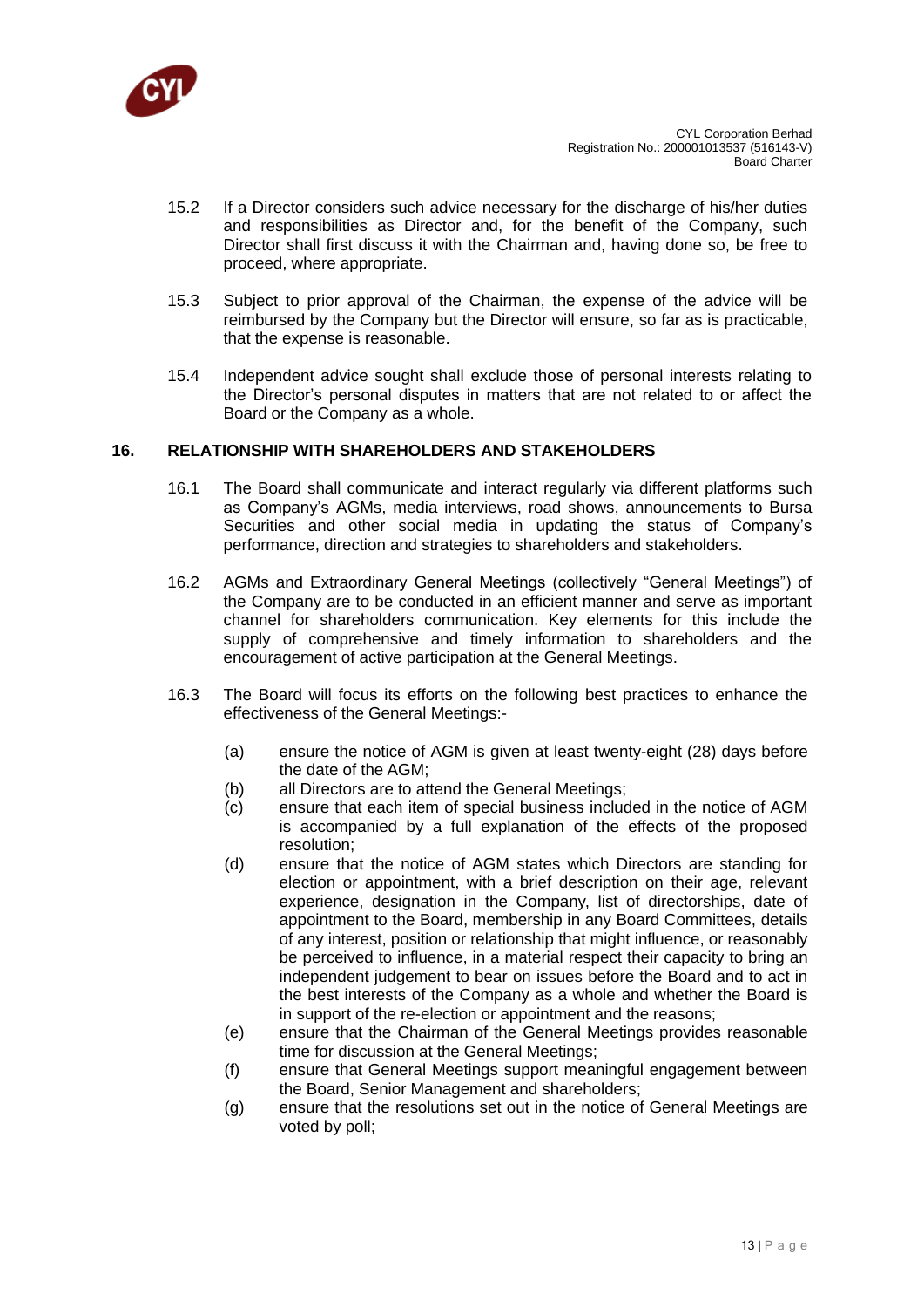15.2 If a Director considers such advice necessary for the discharge of his/her duties and responsibilities as Director and, for the benefit of the Company, such Director shall first discuss it with the Chairman and, having done so, be free to proceed, where appropriate.

15.3 Subject to prior approval of the Chairman, the expense of the advice will be reimbursed by the Company but the Director will ensure, so far as is practicable, that the expense is reasonable.

15.4 Independent advice sought shall exclude those of personal interests relating to the Director's personal disputes in matters that are not related to or affect the Board or the Company as a whole.

## 16. RELATIONSHIP WITH SHAREHOLDERS AND STAKEHOLDERS

16.1 The Board shall communicate and interact regularly via different platforms such as Company's AGMs, media interviews, road shows, announcements to Bursa Securities and other social media in updating the status of Company's performance, direction and strategies to shareholders and stakeholders.

16.2 AGMs and Extraordinary General Meetings (collectively "General Meetings") of the Company are to be conducted in an efficient manner and serve as important channel for shareholders communication. Key elements for this include the supply of comprehensive and timely information to shareholders and the encouragement of active participation at the General Meetings.

16.3 The Board will focus its efforts on the following best practices to enhance the effectiveness of the General Meetings:-

(a) ensure the notice of AGM is given at least twenty-eight (28) days before the date of the AGM;

(b) all Directors are to attend the General Meetings;

(c) ensure that each item of special business included in the notice of AGM is accompanied by a full explanation of the effects of the proposed resolution;

(d) ensure that the notice of AGM states which Directors are standing for election or appointment, with a brief description on their age, relevant experience, designation in the Company, list of directorships, date of appointment to the Board, membership in any Board Committees, details of any interest, position or relationship that might influence, or reasonably be perceived to influence, in a material respect their capacity to bring an independent judgement to bear on issues before the Board and to act in the best interests of the Company as a whole and whether the Board is in support of the re-election or appointment and the reasons;

(e) ensure that the Chairman of the General Meetings provides reasonable time for discussion at the General Meetings;

(f) ensure that General Meetings support meaningful engagement between the Board, Senior Management and shareholders;

(g) ensure that the resolutions set out in the notice of General Meetings are voted by poll;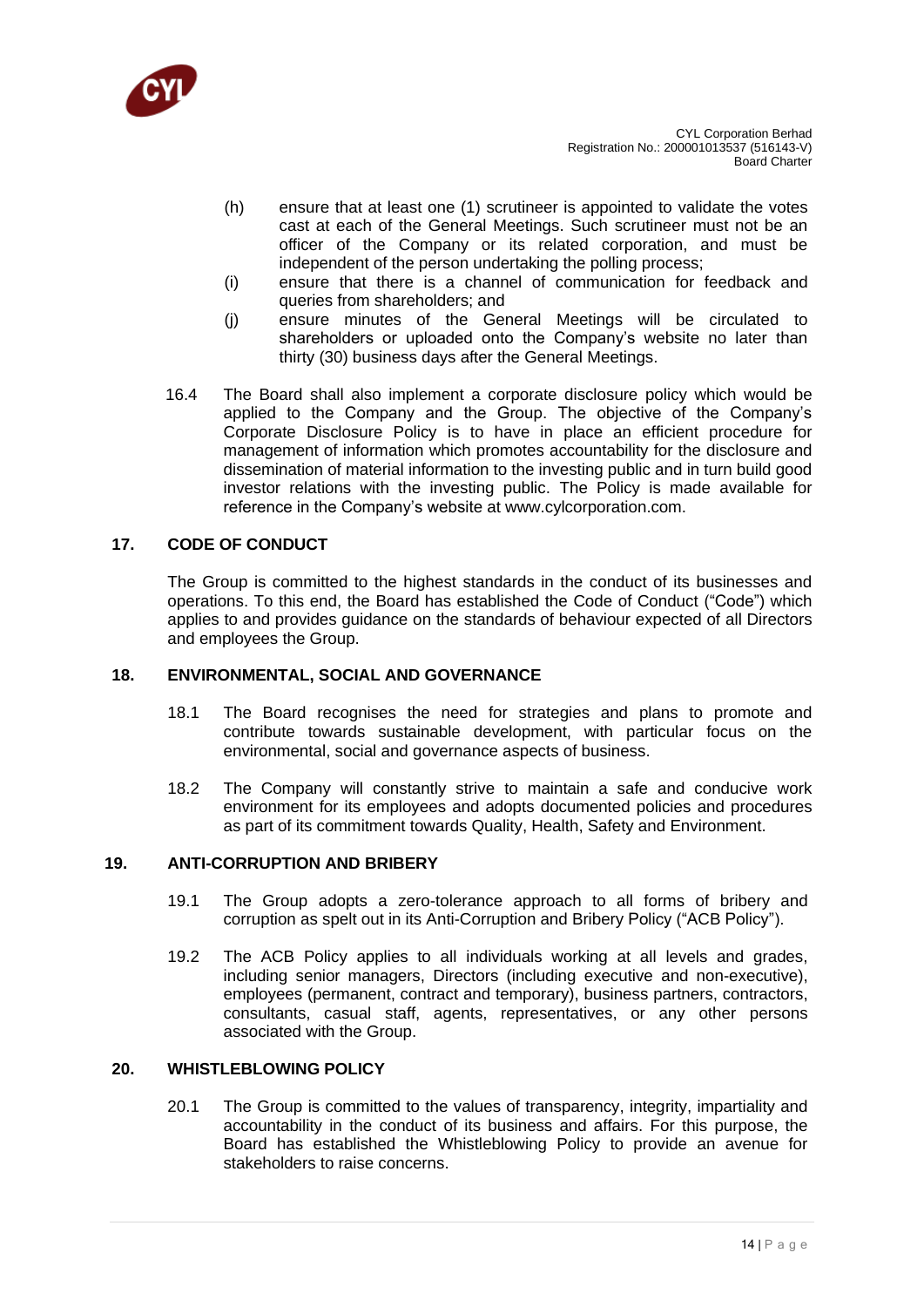(h) ensure that at least one (1) scrutineer is appointed to validate the votes cast at each of the General Meetings. Such scrutineer must not be an officer of the Company or its related corporation, and must be independent of the person undertaking the polling process;

(i) ensure that there is a channel of communication for feedback and queries from shareholders; and

(j) ensure minutes of the General Meetings will be circulated to shareholders or uploaded onto the Company's website no later than thirty (30) business days after the General Meetings.

16.4 The Board shall also implement a corporate disclosure policy which would be applied to the Company and the Group. The objective of the Company's Corporate Disclosure Policy is to have in place an efficient procedure for management of information which promotes accountability for the disclosure and dissemination of material information to the investing public and in turn build good investor relations with the investing public. The Policy is made available for reference in the Company's website at www.cylcorporation.com.

## 17. CODE OF CONDUCT

The Group is committed to the highest standards in the conduct of its businesses and operations. To this end, the Board has established the Code of Conduct ("Code") which applies to and provides guidance on the standards of behaviour expected of all Directors and employees the Group.

## 18. ENVIRONMENTAL, SOCIAL AND GOVERNANCE

18.1 The Board recognises the need for strategies and plans to promote and contribute towards sustainable development, with particular focus on the environmental, social and governance aspects of business.

18.2 The Company will constantly strive to maintain a safe and conducive work environment for its employees and adopts documented policies and procedures as part of its commitment towards Quality, Health, Safety and Environment.

## 19. ANTI-CORRUPTION AND BRIBERY

19.1 The Group adopts a zero-tolerance approach to all forms of bribery and corruption as spelt out in its Anti-Corruption and Bribery Policy ("ACB Policy").

19.2 The ACB Policy applies to all individuals working at all levels and grades, including senior managers, Directors (including executive and non-executive), employees (permanent, contract and temporary), business partners, contractors, consultants, casual staff, agents, representatives, or any other persons associated with the Group.

## 20. WHISTLEBLOWING POLICY

20.1 The Group is committed to the values of transparency, integrity, impartiality and accountability in the conduct of its business and affairs. For this purpose, the Board has established the Whistleblowing Policy to provide an avenue for stakeholders to raise concerns.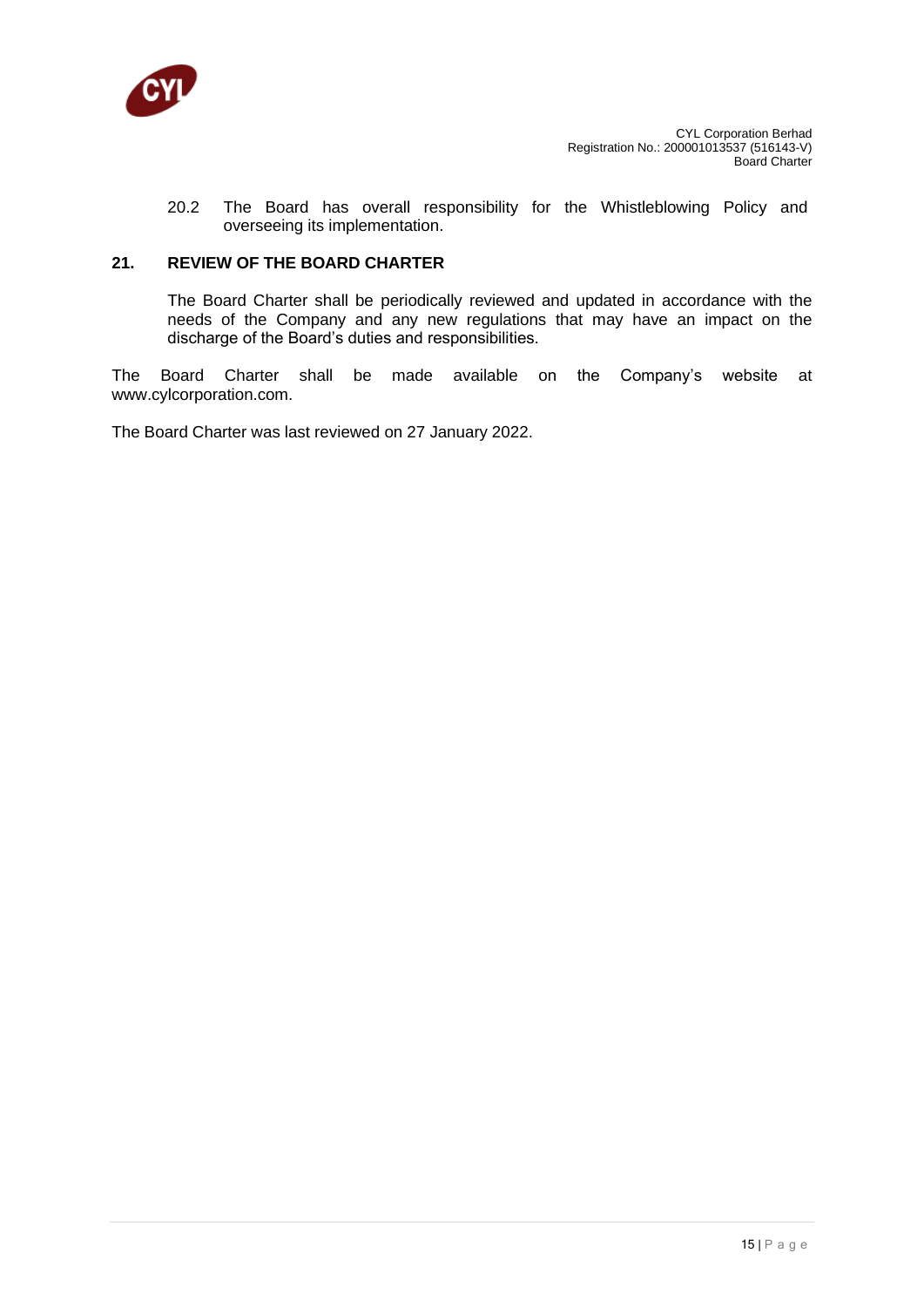20.2 The Board has overall responsibility for the Whistleblowing Policy and overseeing its implementation.

## 21. REVIEW OF THE BOARD CHARTER

The Board Charter shall be periodically reviewed and updated in accordance with the needs of the Company and any new regulations that may have an impact on the discharge of the Board's duties and responsibilities.

The Board Charter shall be made available on the Company's website at www.cylcorporation.com.

The Board Charter was last reviewed on 27 January 2022.